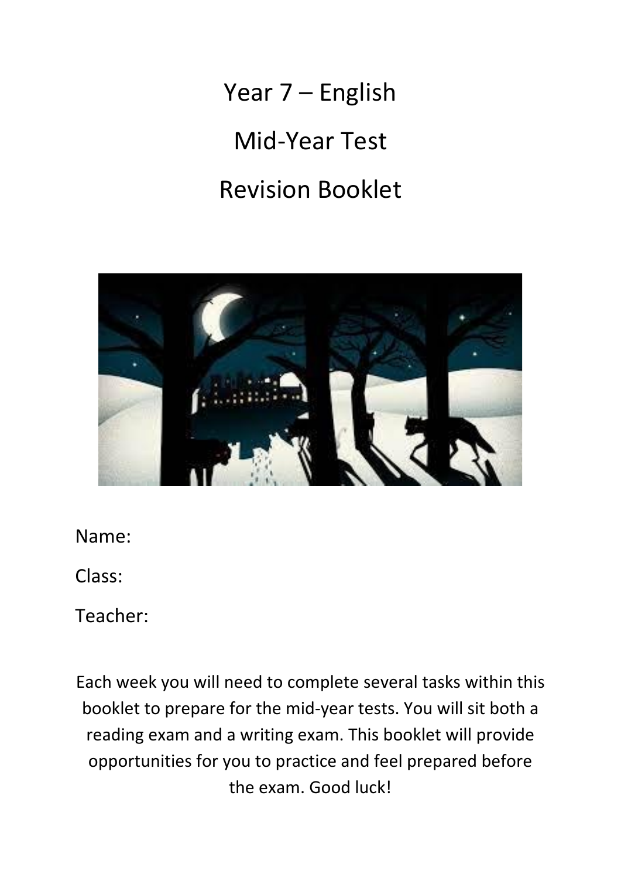# Year 7 – English

# Mid-Year Test

# Revision Booklet

Name:

Class:

Teacher:

Each week you will need to complete several tasks within this booklet to prepare for the mid-year tests. You will sit both a reading exam and a writing exam. This booklet will provide opportunities for you to practice and feel prepared before the exam. Good luck!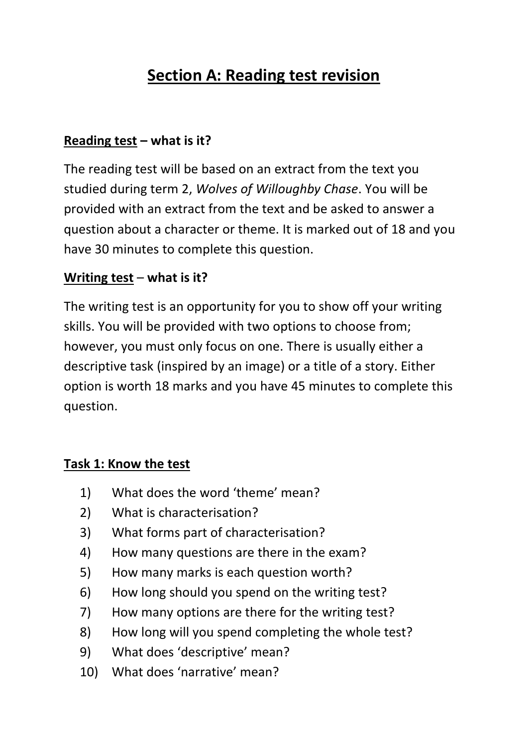# Section A: Reading test revision

**Reading test – what is it?**

The reading test will be based on an extract from the text you studied during term 2, *Wolves of Willoughby Chase*. You will be provided with an extract from the text and be asked to answer a question about a character or theme. It is marked out of 18 and you have 30 minutes to complete this question.

**Writing test – what is it?**

The writing test is an opportunity for you to show off your writing skills. You will be provided with two options to choose from; however, you must only focus on one. There is usually either a descriptive task (inspired by an image) or a title of a story. Either option is worth 18 marks and you have 45 minutes to complete this question.

**Task 1: Know the test**

1) What does the word 'theme' mean?
2) What is characterisation?
3) What forms part of characterisation?
4) How many questions are there in the exam?
5) How many marks is each question worth?
6) How long should you spend on the writing test?
7) How many options are there for the writing test?
8) How long will you spend completing the whole test?
9) What does 'descriptive' mean?
10) What does 'narrative' mean?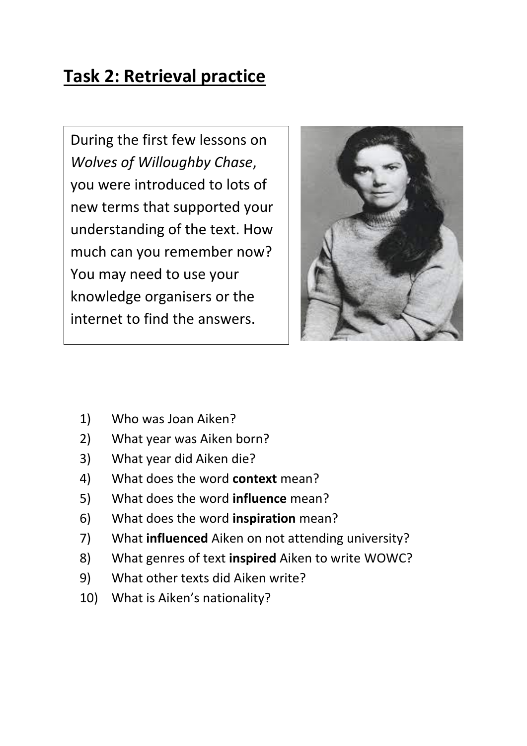## Task 2: Retrieval practice

During the first few lessons on *Wolves of Willoughby Chase*, you were introduced to lots of new terms that supported your understanding of the text. How much can you remember now? You may need to use your knowledge organisers or the internet to find the answers.

1) Who was Joan Aiken?
2) What year was Aiken born?
3) What year did Aiken die?
4) What does the word **context** mean?
5) What does the word **influence** mean?
6) What does the word **inspiration** mean?
7) What **influenced** Aiken on not attending university?
8) What genres of text **inspired** Aiken to write WOWC?
9) What other texts did Aiken write?
10) What is Aiken's nationality?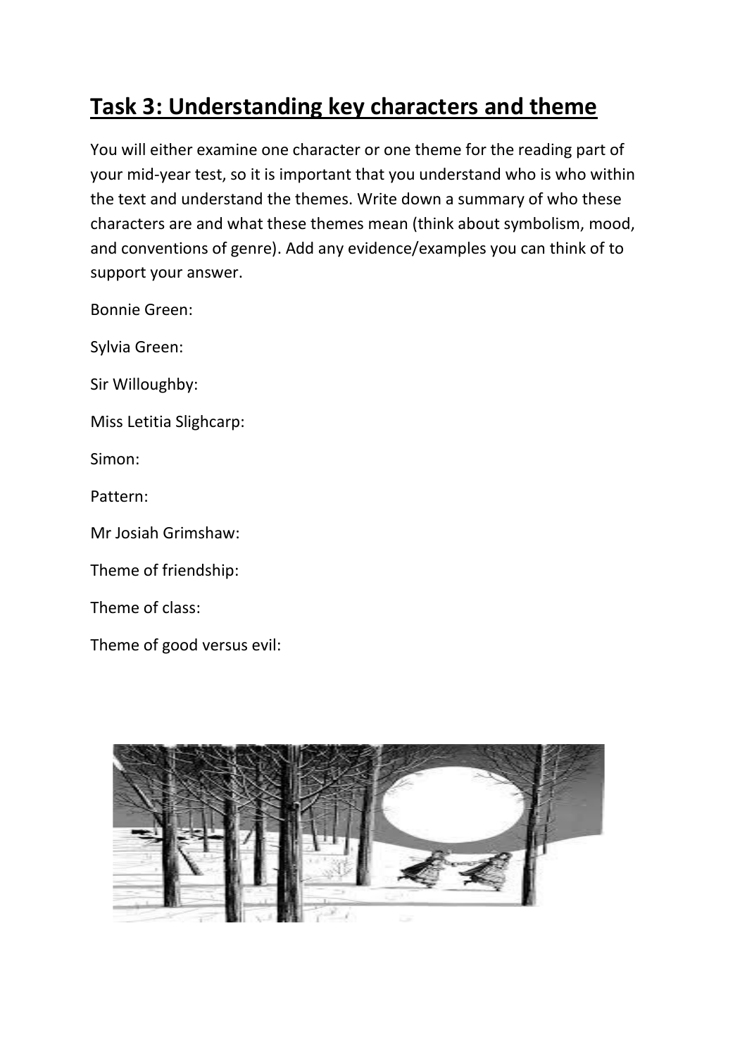# Task 3: Understanding key characters and theme

You will either examine one character or one theme for the reading part of your mid-year test, so it is important that you understand who is who within the text and understand the themes. Write down a summary of who these characters are and what these themes mean (think about symbolism, mood, and conventions of genre). Add any evidence/examples you can think of to support your answer.

Bonnie Green:

Sylvia Green:

Sir Willoughby:

Miss Letitia Slighcarp:

Simon:

Pattern:

Mr Josiah Grimshaw:

Theme of friendship:

Theme of class:

Theme of good versus evil: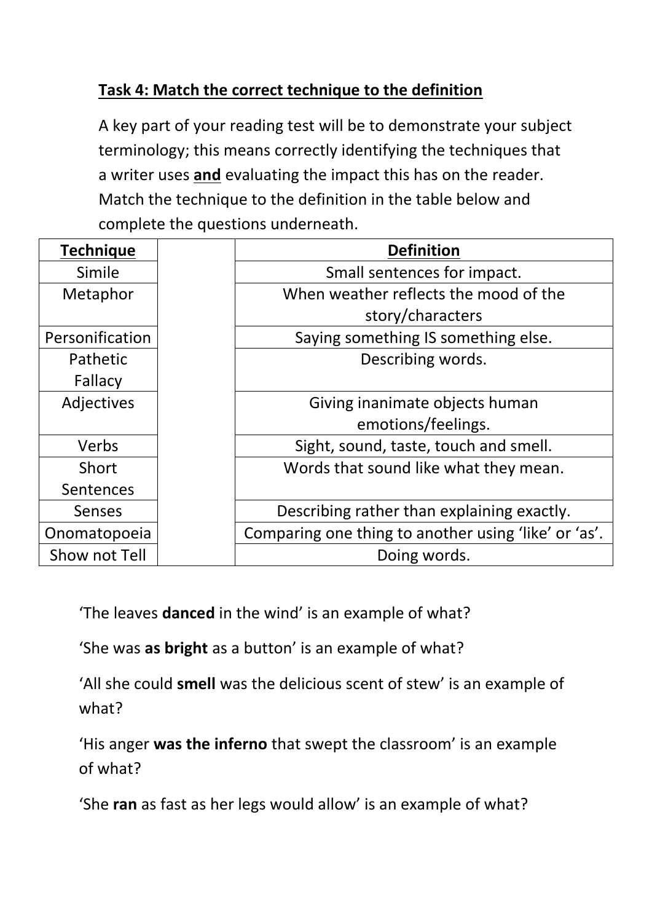**Task 4: Match the correct technique to the definition**

A key part of your reading test will be to demonstrate your subject terminology; this means correctly identifying the techniques that a writer uses **and** evaluating the impact this has on the reader. Match the technique to the definition in the table below and complete the questions underneath.

| Technique | | Definition |
|---|---|---|
| Simile | | Small sentences for impact. |
| Metaphor | | When weather reflects the mood of the story/characters |
| Personification | | Saying something IS something else. |
| Pathetic Fallacy | | Describing words. |
| Adjectives | | Giving inanimate objects human emotions/feelings. |
| Verbs | | Sight, sound, taste, touch and smell. |
| Short Sentences | | Words that sound like what they mean. |
| Senses | | Describing rather than explaining exactly. |
| Onomatopoeia | | Comparing one thing to another using 'like' or 'as'. |
| Show not Tell | | Doing words. |

'The leaves **danced** in the wind' is an example of what?

'She was **as bright** as a button' is an example of what?

'All she could **smell** was the delicious scent of stew' is an example of what?

'His anger **was the inferno** that swept the classroom' is an example of what?

'She **ran** as fast as her legs would allow' is an example of what?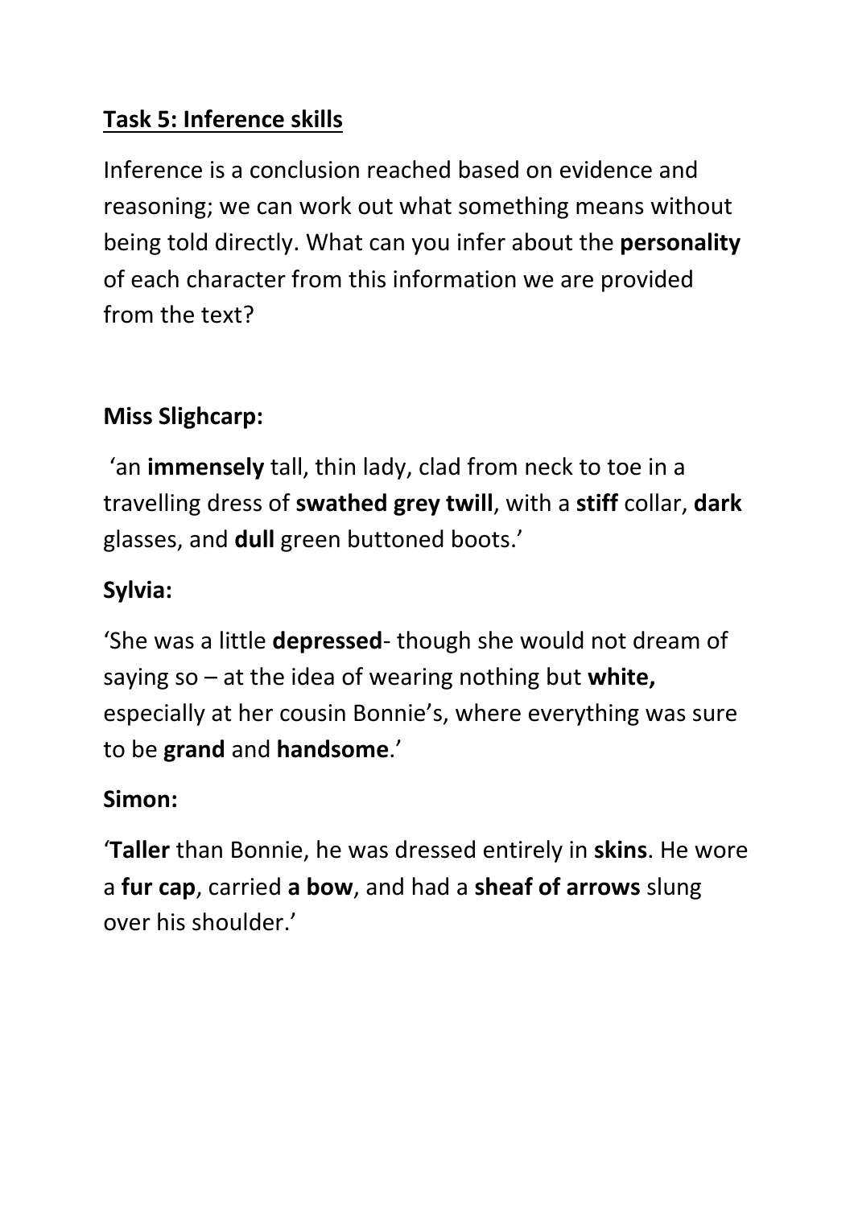## Task 5: Inference skills

Inference is a conclusion reached based on evidence and reasoning; we can work out what something means without being told directly. What can you infer about the **personality** of each character from this information we are provided from the text?

**Miss Slighcarp:**

'an **immensely** tall, thin lady, clad from neck to toe in a travelling dress of **swathed grey twill**, with a **stiff** collar, **dark** glasses, and **dull** green buttoned boots.'

**Sylvia:**

'She was a little **depressed**- though she would not dream of saying so – at the idea of wearing nothing but **white,** especially at her cousin Bonnie's, where everything was sure to be **grand** and **handsome**.'

**Simon:**

'**Taller** than Bonnie, he was dressed entirely in **skins**. He wore a **fur cap**, carried **a bow**, and had a **sheaf of arrows** slung over his shoulder.'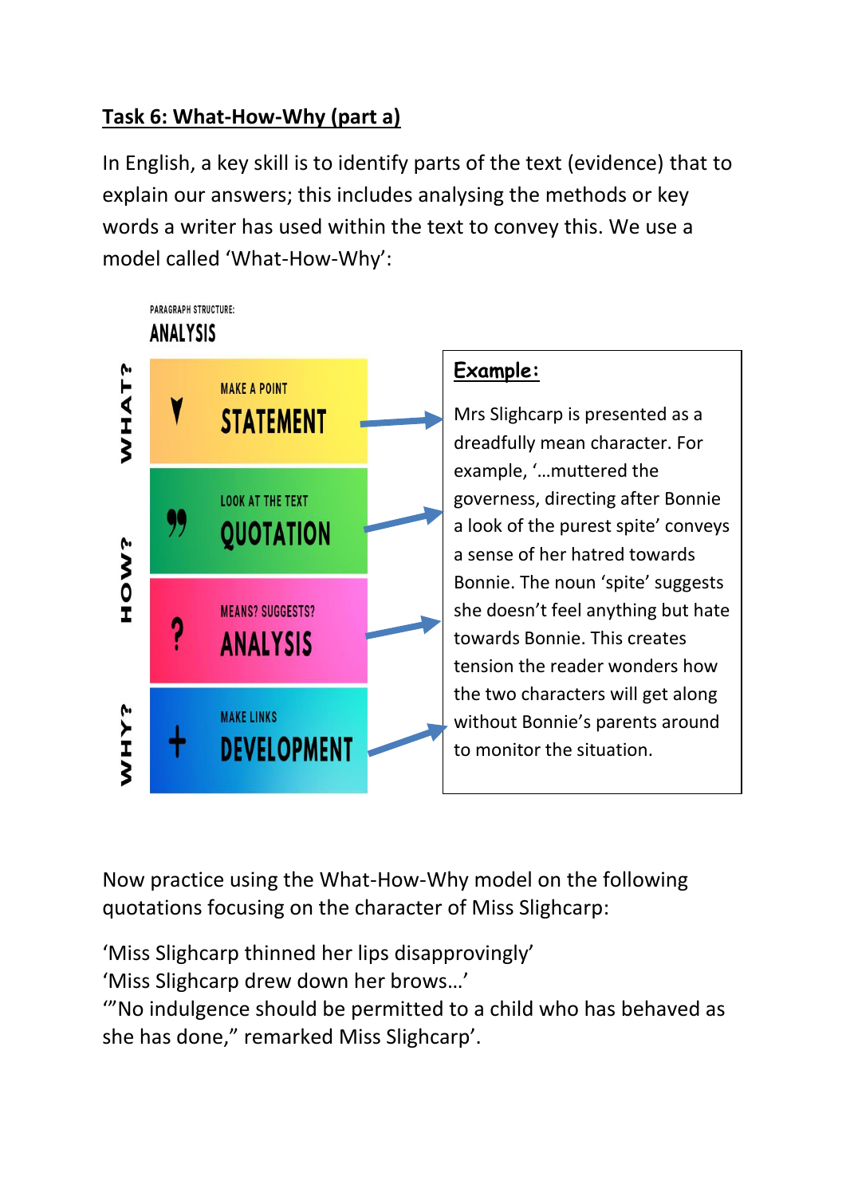## Task 6: What-How-Why (part a)

In English, a key skill is to identify parts of the text (evidence) that to explain our answers; this includes analysing the methods or key words a writer has used within the text to convey this. We use a model called 'What-How-Why':

PARAGRAPH STRUCTURE:
ANALYSIS

WHAT?
MAKE A POINT
STATEMENT

HOW?
LOOK AT THE TEXT
QUOTATION

MEANS? SUGGESTS?
ANALYSIS

WHY?
MAKE LINKS
DEVELOPMENT

**Example:**

Mrs Slighcarp is presented as a dreadfully mean character. For example, '…muttered the governess, directing after Bonnie a look of the purest spite' conveys a sense of her hatred towards Bonnie. The noun 'spite' suggests she doesn't feel anything but hate towards Bonnie. This creates tension the reader wonders how the two characters will get along without Bonnie's parents around to monitor the situation.

Now practice using the What-How-Why model on the following quotations focusing on the character of Miss Slighcarp:

'Miss Slighcarp thinned her lips disapprovingly'
'Miss Slighcarp drew down her brows…'
'"No indulgence should be permitted to a child who has behaved as she has done," remarked Miss Slighcarp'.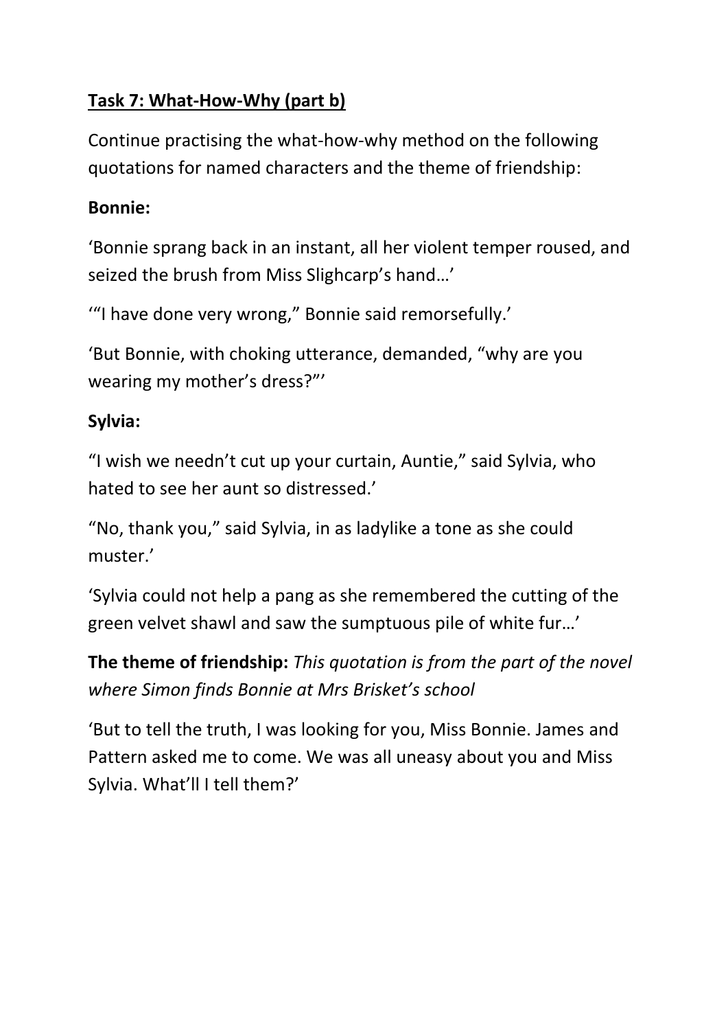## Task 7: What-How-Why (part b)

Continue practising the what-how-why method on the following quotations for named characters and the theme of friendship:

**Bonnie:**

'Bonnie sprang back in an instant, all her violent temper roused, and seized the brush from Miss Slighcarp's hand…'

'"I have done very wrong," Bonnie said remorsefully.'

'But Bonnie, with choking utterance, demanded, "why are you wearing my mother's dress?"'

**Sylvia:**

"I wish we needn't cut up your curtain, Auntie," said Sylvia, who hated to see her aunt so distressed.'

"No, thank you," said Sylvia, in as ladylike a tone as she could muster.'

'Sylvia could not help a pang as she remembered the cutting of the green velvet shawl and saw the sumptuous pile of white fur…'

**The theme of friendship:** *This quotation is from the part of the novel where Simon finds Bonnie at Mrs Brisket's school*

'But to tell the truth, I was looking for you, Miss Bonnie. James and Pattern asked me to come. We was all uneasy about you and Miss Sylvia. What'll I tell them?'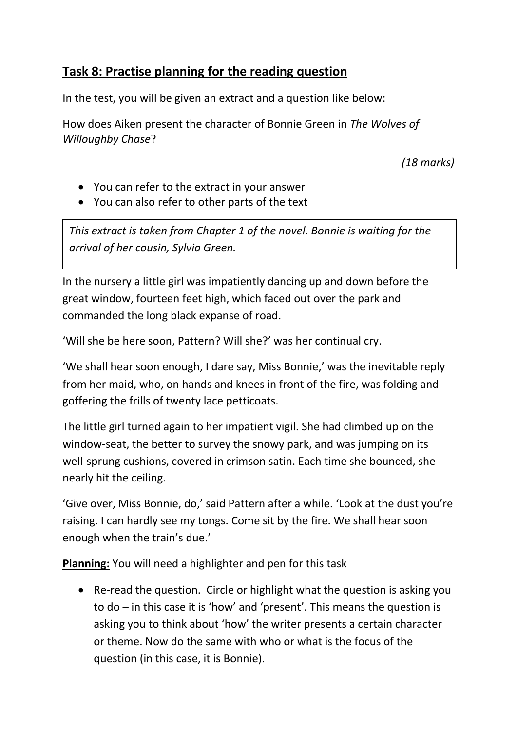## **Task 8: Practise planning for the reading question**

In the test, you will be given an extract and a question like below:

How does Aiken present the character of Bonnie Green in *The Wolves of Willoughby Chase*?

*(18 marks)*

- You can refer to the extract in your answer
- You can also refer to other parts of the text

*This extract is taken from Chapter 1 of the novel. Bonnie is waiting for the arrival of her cousin, Sylvia Green.*

In the nursery a little girl was impatiently dancing up and down before the great window, fourteen feet high, which faced out over the park and commanded the long black expanse of road.

'Will she be here soon, Pattern? Will she?' was her continual cry.

'We shall hear soon enough, I dare say, Miss Bonnie,' was the inevitable reply from her maid, who, on hands and knees in front of the fire, was folding and goffering the frills of twenty lace petticoats.

The little girl turned again to her impatient vigil. She had climbed up on the window-seat, the better to survey the snowy park, and was jumping on its well-sprung cushions, covered in crimson satin. Each time she bounced, she nearly hit the ceiling.

'Give over, Miss Bonnie, do,' said Pattern after a while. 'Look at the dust you're raising. I can hardly see my tongs. Come sit by the fire. We shall hear soon enough when the train's due.'

**Planning:** You will need a highlighter and pen for this task

- Re-read the question. Circle or highlight what the question is asking you to do – in this case it is 'how' and 'present'. This means the question is asking you to think about 'how' the writer presents a certain character or theme. Now do the same with who or what is the focus of the question (in this case, it is Bonnie).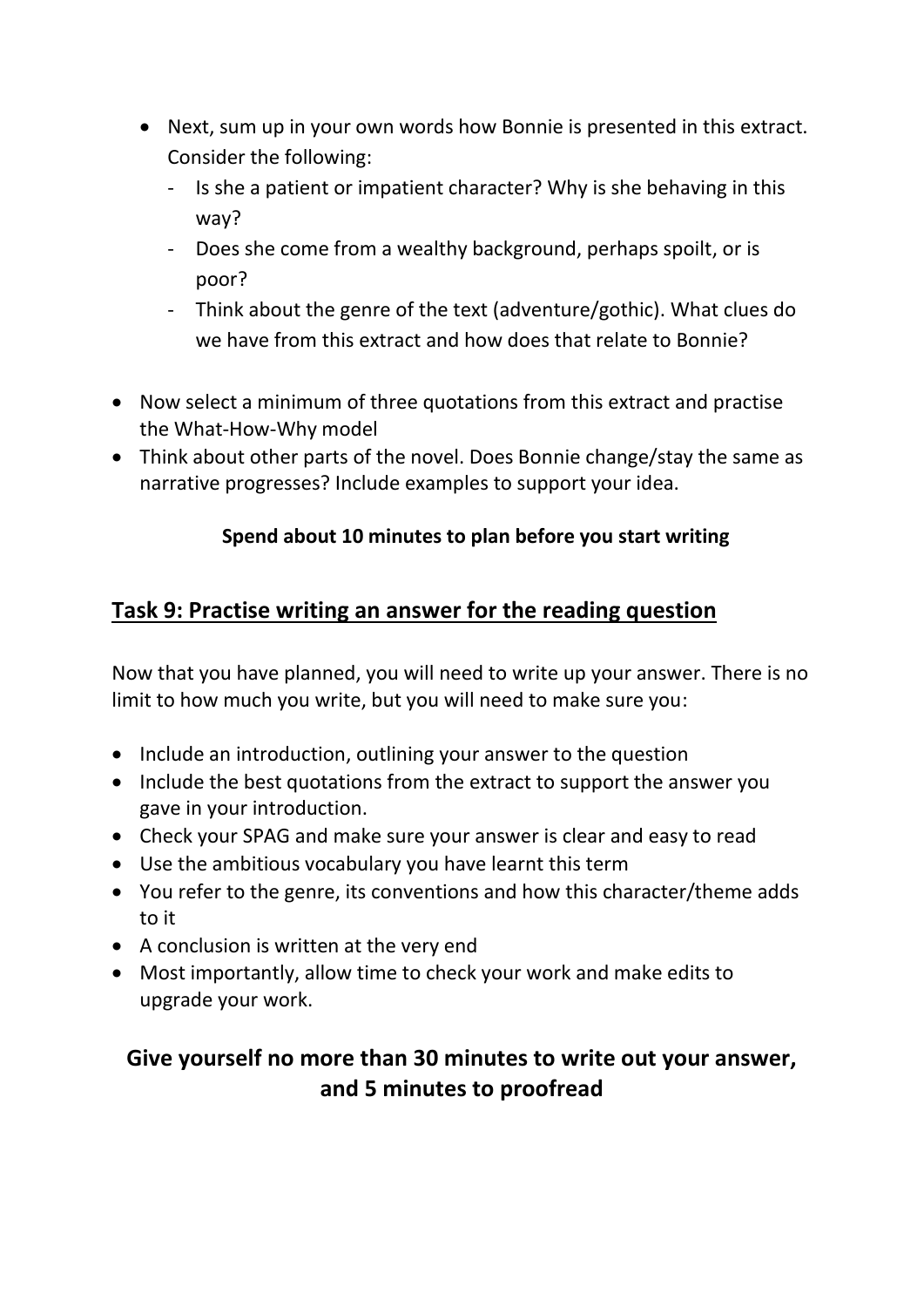- Next, sum up in your own words how Bonnie is presented in this extract. Consider the following:
  - Is she a patient or impatient character? Why is she behaving in this way?
  - Does she come from a wealthy background, perhaps spoilt, or is poor?
  - Think about the genre of the text (adventure/gothic). What clues do we have from this extract and how does that relate to Bonnie?

- Now select a minimum of three quotations from this extract and practise the What-How-Why model
- Think about other parts of the novel. Does Bonnie change/stay the same as narrative progresses? Include examples to support your idea.

**Spend about 10 minutes to plan before you start writing**

## Task 9: Practise writing an answer for the reading question

Now that you have planned, you will need to write up your answer. There is no limit to how much you write, but you will need to make sure you:

- Include an introduction, outlining your answer to the question
- Include the best quotations from the extract to support the answer you gave in your introduction.
- Check your SPAG and make sure your answer is clear and easy to read
- Use the ambitious vocabulary you have learnt this term
- You refer to the genre, its conventions and how this character/theme adds to it
- A conclusion is written at the very end
- Most importantly, allow time to check your work and make edits to upgrade your work.

### Give yourself no more than 30 minutes to write out your answer, and 5 minutes to proofread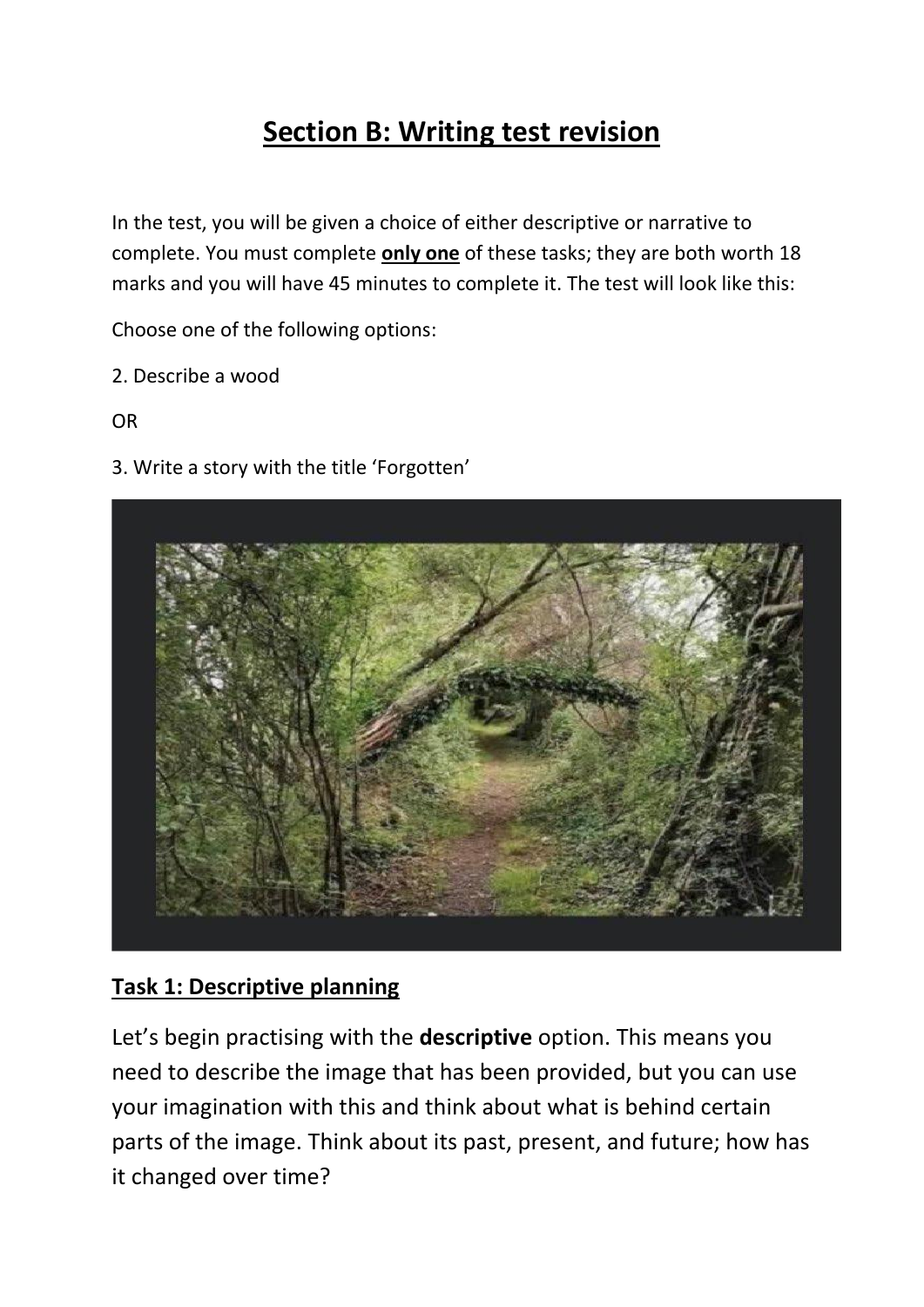# Section B: Writing test revision

In the test, you will be given a choice of either descriptive or narrative to complete. You must complete **only one** of these tasks; they are both worth 18 marks and you will have 45 minutes to complete it. The test will look like this:

Choose one of the following options:

2. Describe a wood

OR

3. Write a story with the title 'Forgotten'

## Task 1: Descriptive planning

Let's begin practising with the **descriptive** option. This means you need to describe the image that has been provided, but you can use your imagination with this and think about what is behind certain parts of the image. Think about its past, present, and future; how has it changed over time?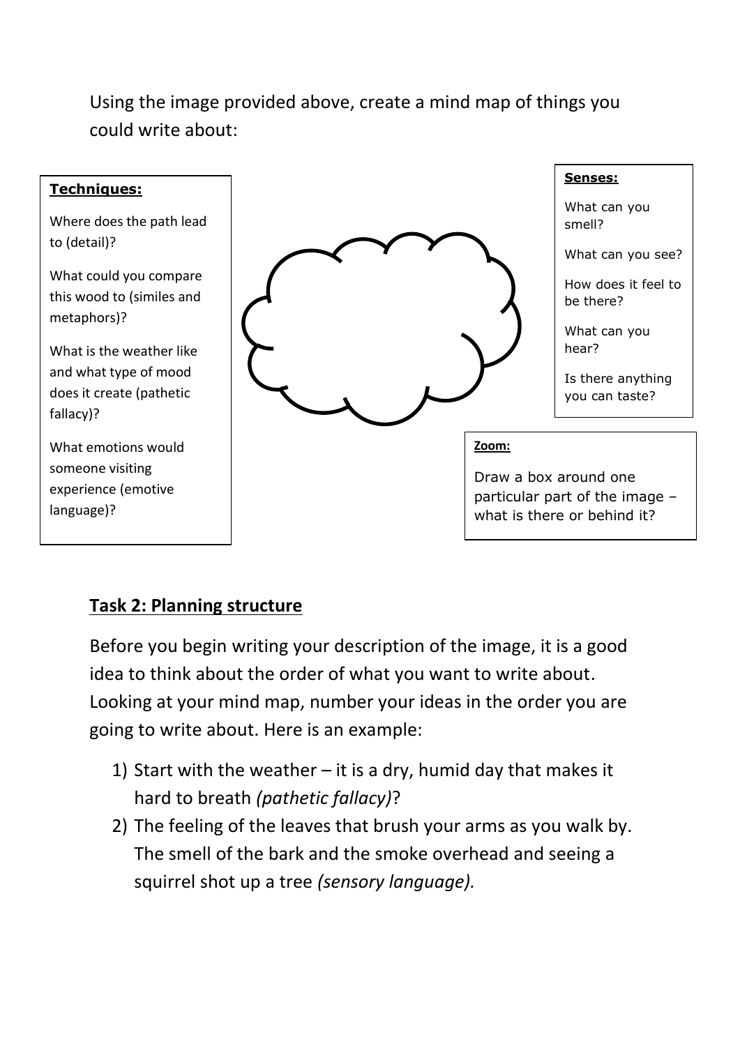Using the image provided above, create a mind map of things you could write about:

**Techniques:**

Where does the path lead to (detail)?

What could you compare this wood to (similes and metaphors)?

What is the weather like and what type of mood does it create (pathetic fallacy)?

What emotions would someone visiting experience (emotive language)?

**Senses:**

What can you smell?

What can you see?

How does it feel to be there?

What can you hear?

Is there anything you can taste?

**Zoom:**

Draw a box around one particular part of the image – what is there or behind it?

## Task 2: Planning structure

Before you begin writing your description of the image, it is a good idea to think about the order of what you want to write about. Looking at your mind map, number your ideas in the order you are going to write about. Here is an example:

1) Start with the weather – it is a dry, humid day that makes it hard to breath *(pathetic fallacy)*?
2) The feeling of the leaves that brush your arms as you walk by. The smell of the bark and the smoke overhead and seeing a squirrel shot up a tree *(sensory language).*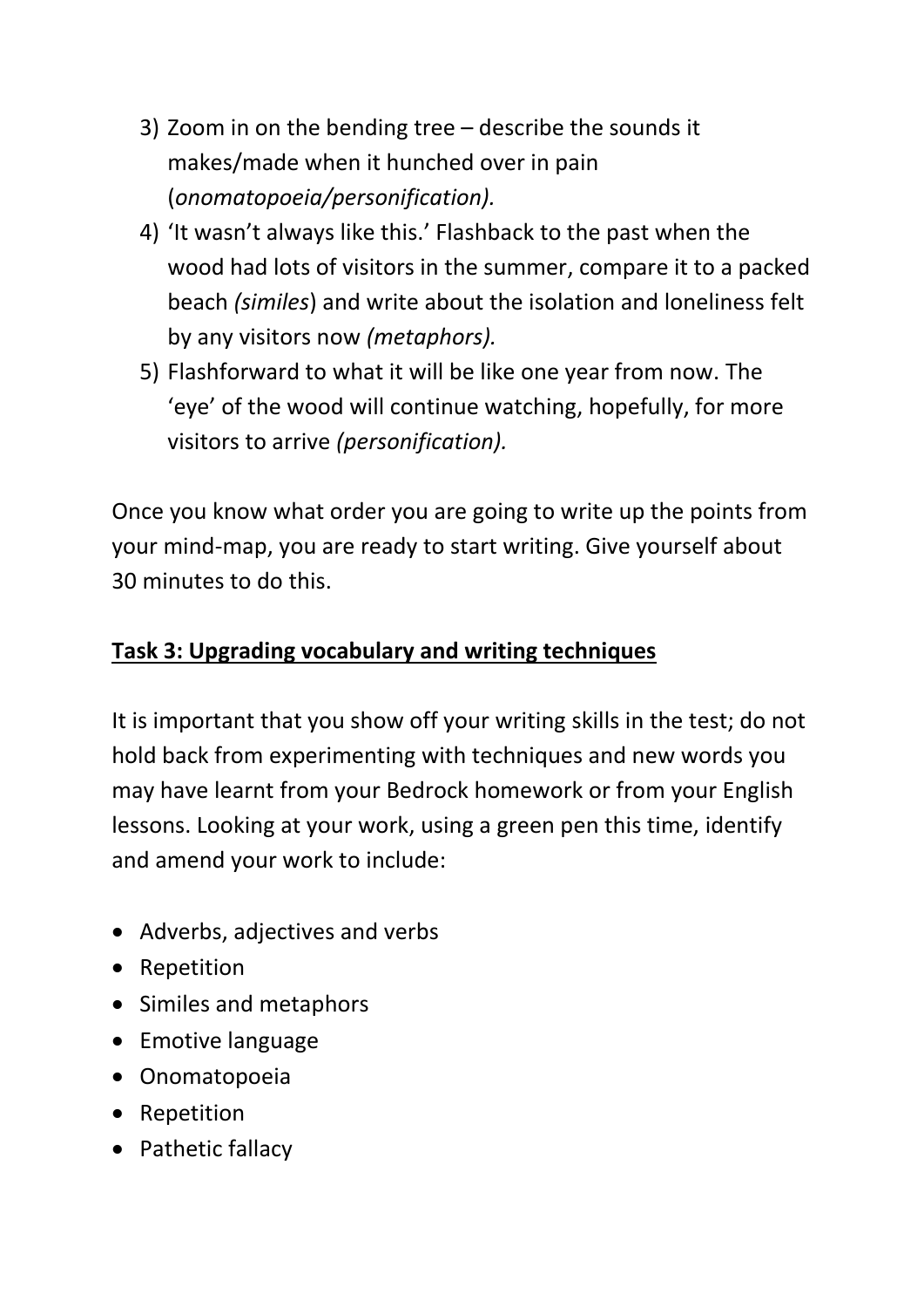3) Zoom in on the bending tree – describe the sounds it makes/made when it hunched over in pain (*onomatopoeia/personification).*
4) 'It wasn't always like this.' Flashback to the past when the wood had lots of visitors in the summer, compare it to a packed beach *(similes*) and write about the isolation and loneliness felt by any visitors now *(metaphors).*
5) Flashforward to what it will be like one year from now. The 'eye' of the wood will continue watching, hopefully, for more visitors to arrive *(personification).*

Once you know what order you are going to write up the points from your mind-map, you are ready to start writing. Give yourself about 30 minutes to do this.

**Task 3: Upgrading vocabulary and writing techniques**

It is important that you show off your writing skills in the test; do not hold back from experimenting with techniques and new words you may have learnt from your Bedrock homework or from your English lessons. Looking at your work, using a green pen this time, identify and amend your work to include:

- Adverbs, adjectives and verbs
- Repetition
- Similes and metaphors
- Emotive language
- Onomatopoeia
- Repetition
- Pathetic fallacy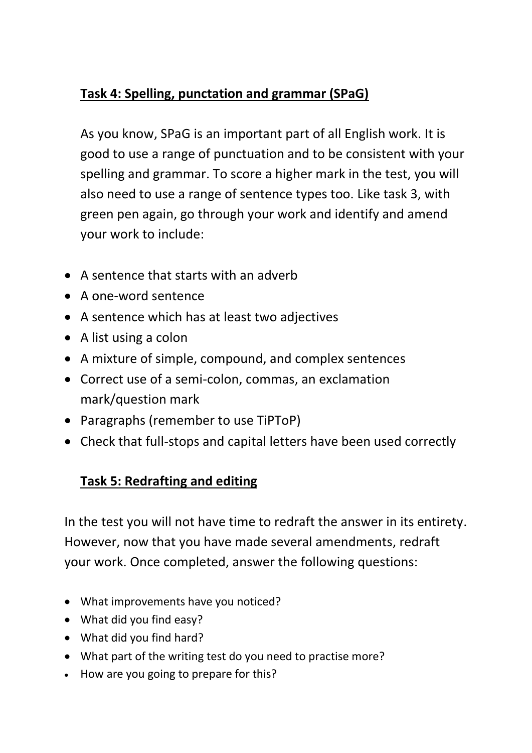## Task 4: Spelling, punctation and grammar (SPaG)

As you know, SPaG is an important part of all English work. It is good to use a range of punctuation and to be consistent with your spelling and grammar. To score a higher mark in the test, you will also need to use a range of sentence types too. Like task 3, with green pen again, go through your work and identify and amend your work to include:

- A sentence that starts with an adverb
- A one-word sentence
- A sentence which has at least two adjectives
- A list using a colon
- A mixture of simple, compound, and complex sentences
- Correct use of a semi-colon, commas, an exclamation mark/question mark
- Paragraphs (remember to use TiPToP)
- Check that full-stops and capital letters have been used correctly

## Task 5: Redrafting and editing

In the test you will not have time to redraft the answer in its entirety. However, now that you have made several amendments, redraft your work. Once completed, answer the following questions:

- What improvements have you noticed?
- What did you find easy?
- What did you find hard?
- What part of the writing test do you need to practise more?
- How are you going to prepare for this?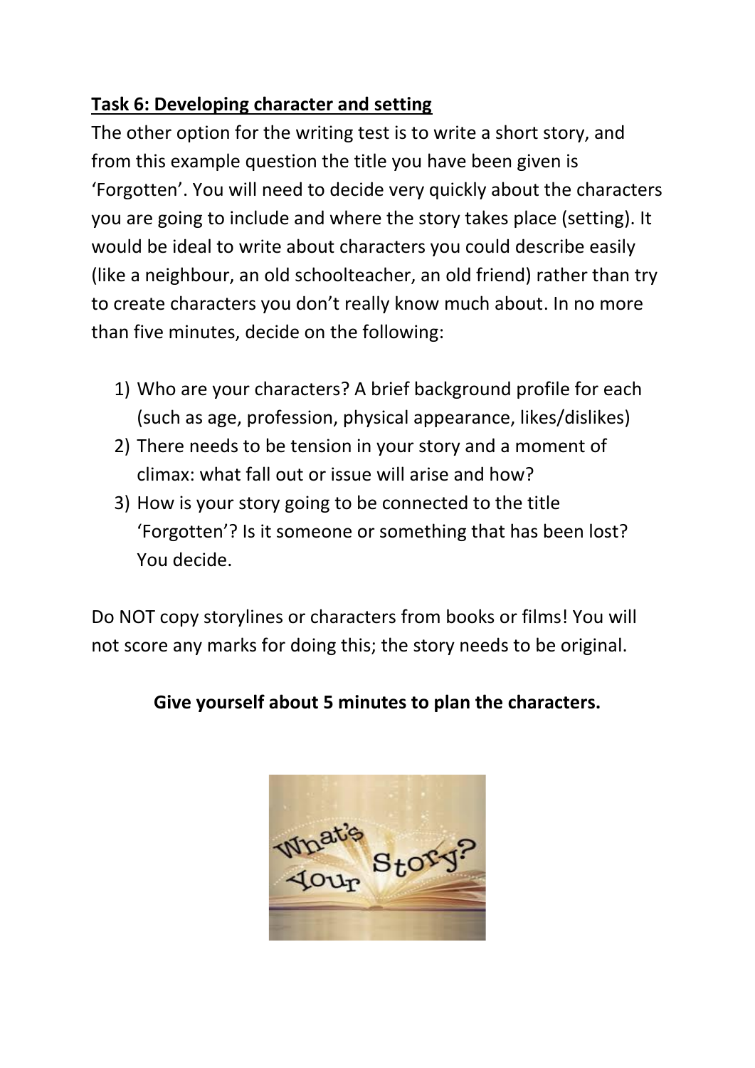## Task 6: Developing character and setting

The other option for the writing test is to write a short story, and from this example question the title you have been given is 'Forgotten'. You will need to decide very quickly about the characters you are going to include and where the story takes place (setting). It would be ideal to write about characters you could describe easily (like a neighbour, an old schoolteacher, an old friend) rather than try to create characters you don't really know much about. In no more than five minutes, decide on the following:

1) Who are your characters? A brief background profile for each (such as age, profession, physical appearance, likes/dislikes)
2) There needs to be tension in your story and a moment of climax: what fall out or issue will arise and how?
3) How is your story going to be connected to the title 'Forgotten'? Is it someone or something that has been lost? You decide.

Do NOT copy storylines or characters from books or films! You will not score any marks for doing this; the story needs to be original.

**Give yourself about 5 minutes to plan the characters.**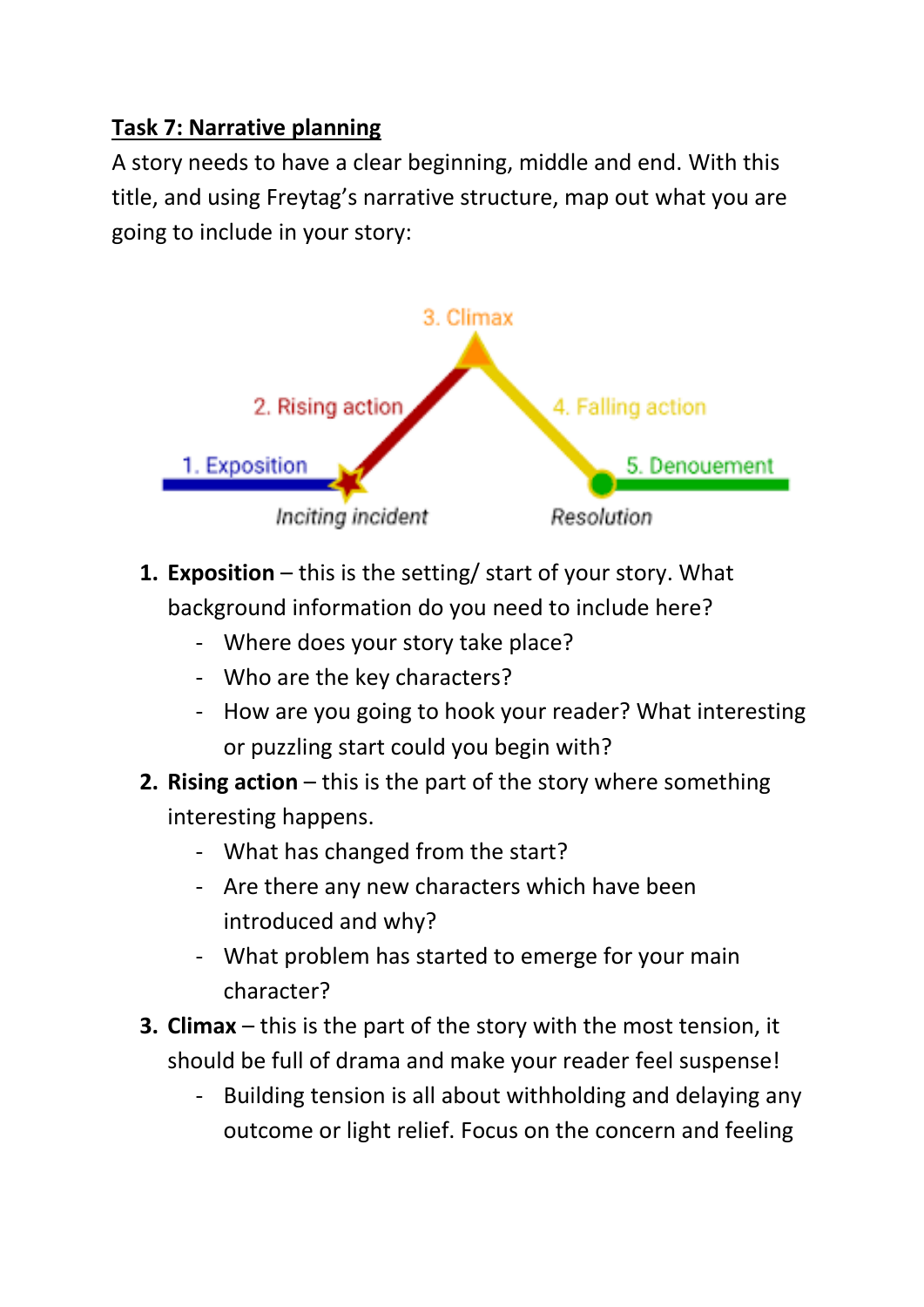**Task 7: Narrative planning**

A story needs to have a clear beginning, middle and end. With this title, and using Freytag's narrative structure, map out what you are going to include in your story:

3. Climax
2. Rising action
4. Falling action
1. Exposition
5. Denouement
Inciting incident
Resolution

1. **Exposition** – this is the setting/ start of your story. What background information do you need to include here?
   - Where does your story take place?
   - Who are the key characters?
   - How are you going to hook your reader? What interesting or puzzling start could you begin with?
2. **Rising action** – this is the part of the story where something interesting happens.
   - What has changed from the start?
   - Are there any new characters which have been introduced and why?
   - What problem has started to emerge for your main character?
3. **Climax** – this is the part of the story with the most tension, it should be full of drama and make your reader feel suspense!
   - Building tension is all about withholding and delaying any outcome or light relief. Focus on the concern and feeling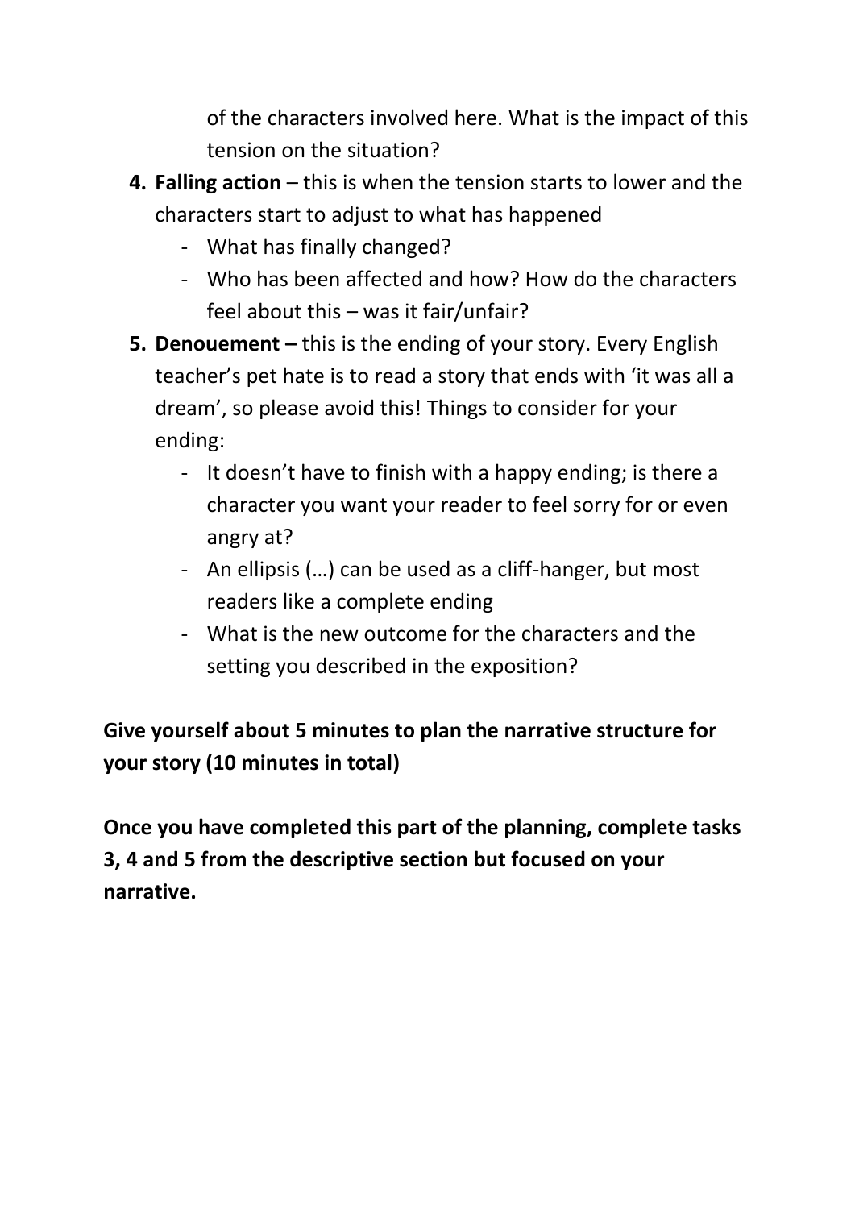of the characters involved here. What is the impact of this tension on the situation?

4. **Falling action** – this is when the tension starts to lower and the characters start to adjust to what has happened
   - What has finally changed?
   - Who has been affected and how? How do the characters feel about this – was it fair/unfair?
5. **Denouement –** this is the ending of your story. Every English teacher's pet hate is to read a story that ends with 'it was all a dream', so please avoid this! Things to consider for your ending:
   - It doesn't have to finish with a happy ending; is there a character you want your reader to feel sorry for or even angry at?
   - An ellipsis (…) can be used as a cliff-hanger, but most readers like a complete ending
   - What is the new outcome for the characters and the setting you described in the exposition?

**Give yourself about 5 minutes to plan the narrative structure for your story (10 minutes in total)**

**Once you have completed this part of the planning, complete tasks 3, 4 and 5 from the descriptive section but focused on your narrative.**